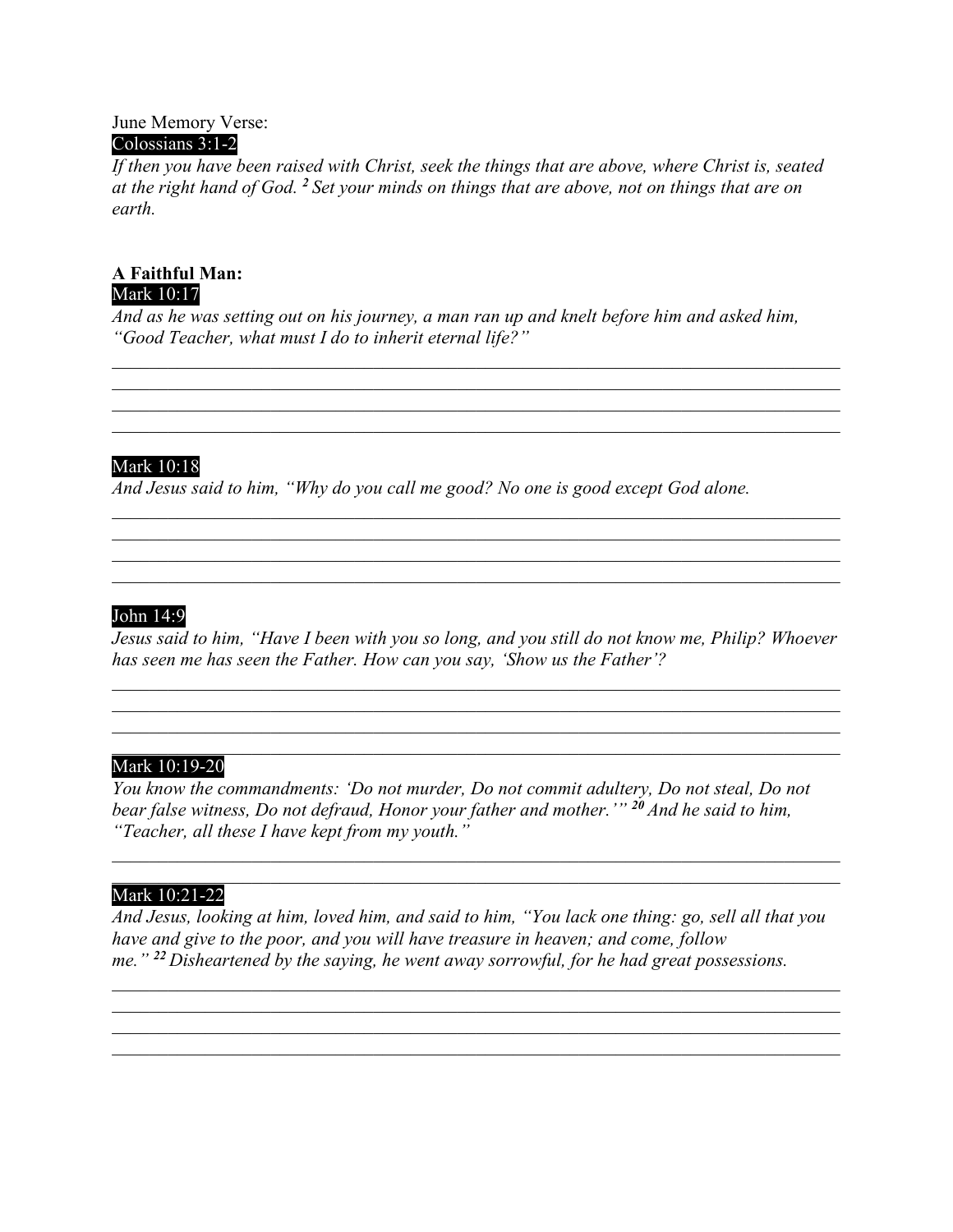June Memory Verse:

Colossians 3:1-2

*If then you have been raised with Christ, seek the things that are above, where Christ is, seated at the right hand of God. [2] Set your minds on things that are above, not on things that are on earth.*

**A Faithful Man:**

Mark 10:17

*And as he was setting out on his journey, a man ran up and knelt before him and asked him, "Good Teacher, what must I do to inherit eternal life?"*

\_\_\_\_\_\_\_\_\_\_\_\_\_\_\_\_\_\_\_\_\_\_\_\_\_\_\_\_\_\_\_\_\_\_\_\_\_\_\_\_\_\_\_\_\_\_\_\_\_\_\_\_\_\_\_\_\_\_\_\_\_\_\_\_\_\_\_\_\_\_\_\_\_\_\_\_\_\_
\_\_\_\_\_\_\_\_\_\_\_\_\_\_\_\_\_\_\_\_\_\_\_\_\_\_\_\_\_\_\_\_\_\_\_\_\_\_\_\_\_\_\_\_\_\_\_\_\_\_\_\_\_\_\_\_\_\_\_\_\_\_\_\_\_\_\_\_\_\_\_\_\_\_\_\_\_\_
\_\_\_\_\_\_\_\_\_\_\_\_\_\_\_\_\_\_\_\_\_\_\_\_\_\_\_\_\_\_\_\_\_\_\_\_\_\_\_\_\_\_\_\_\_\_\_\_\_\_\_\_\_\_\_\_\_\_\_\_\_\_\_\_\_\_\_\_\_\_\_\_\_\_\_\_\_\_
\_\_\_\_\_\_\_\_\_\_\_\_\_\_\_\_\_\_\_\_\_\_\_\_\_\_\_\_\_\_\_\_\_\_\_\_\_\_\_\_\_\_\_\_\_\_\_\_\_\_\_\_\_\_\_\_\_\_\_\_\_\_\_\_\_\_\_\_\_\_\_\_\_\_\_\_\_\_

Mark 10:18

*And Jesus said to him, "Why do you call me good? No one is good except God alone.*

\_\_\_\_\_\_\_\_\_\_\_\_\_\_\_\_\_\_\_\_\_\_\_\_\_\_\_\_\_\_\_\_\_\_\_\_\_\_\_\_\_\_\_\_\_\_\_\_\_\_\_\_\_\_\_\_\_\_\_\_\_\_\_\_\_\_\_\_\_\_\_\_\_\_\_\_\_\_
\_\_\_\_\_\_\_\_\_\_\_\_\_\_\_\_\_\_\_\_\_\_\_\_\_\_\_\_\_\_\_\_\_\_\_\_\_\_\_\_\_\_\_\_\_\_\_\_\_\_\_\_\_\_\_\_\_\_\_\_\_\_\_\_\_\_\_\_\_\_\_\_\_\_\_\_\_\_
\_\_\_\_\_\_\_\_\_\_\_\_\_\_\_\_\_\_\_\_\_\_\_\_\_\_\_\_\_\_\_\_\_\_\_\_\_\_\_\_\_\_\_\_\_\_\_\_\_\_\_\_\_\_\_\_\_\_\_\_\_\_\_\_\_\_\_\_\_\_\_\_\_\_\_\_\_\_
\_\_\_\_\_\_\_\_\_\_\_\_\_\_\_\_\_\_\_\_\_\_\_\_\_\_\_\_\_\_\_\_\_\_\_\_\_\_\_\_\_\_\_\_\_\_\_\_\_\_\_\_\_\_\_\_\_\_\_\_\_\_\_\_\_\_\_\_\_\_\_\_\_\_\_\_\_\_

John 14:9

*Jesus said to him, "Have I been with you so long, and you still do not know me, Philip? Whoever has seen me has seen the Father. How can you say, 'Show us the Father'?*

\_\_\_\_\_\_\_\_\_\_\_\_\_\_\_\_\_\_\_\_\_\_\_\_\_\_\_\_\_\_\_\_\_\_\_\_\_\_\_\_\_\_\_\_\_\_\_\_\_\_\_\_\_\_\_\_\_\_\_\_\_\_\_\_\_\_\_\_\_\_\_\_\_\_\_\_\_\_
\_\_\_\_\_\_\_\_\_\_\_\_\_\_\_\_\_\_\_\_\_\_\_\_\_\_\_\_\_\_\_\_\_\_\_\_\_\_\_\_\_\_\_\_\_\_\_\_\_\_\_\_\_\_\_\_\_\_\_\_\_\_\_\_\_\_\_\_\_\_\_\_\_\_\_\_\_\_
\_\_\_\_\_\_\_\_\_\_\_\_\_\_\_\_\_\_\_\_\_\_\_\_\_\_\_\_\_\_\_\_\_\_\_\_\_\_\_\_\_\_\_\_\_\_\_\_\_\_\_\_\_\_\_\_\_\_\_\_\_\_\_\_\_\_\_\_\_\_\_\_\_\_\_\_\_\_
\_\_\_\_\_\_\_\_\_\_\_\_\_\_\_\_\_\_\_\_\_\_\_\_\_\_\_\_\_\_\_\_\_\_\_\_\_\_\_\_\_\_\_\_\_\_\_\_\_\_\_\_\_\_\_\_\_\_\_\_\_\_\_\_\_\_\_\_\_\_\_\_\_\_\_\_\_\_

Mark 10:19-20

*You know the commandments: 'Do not murder, Do not commit adultery, Do not steal, Do not bear false witness, Do not defraud, Honor your father and mother.'" [20] And he said to him, "Teacher, all these I have kept from my youth."*

\_\_\_\_\_\_\_\_\_\_\_\_\_\_\_\_\_\_\_\_\_\_\_\_\_\_\_\_\_\_\_\_\_\_\_\_\_\_\_\_\_\_\_\_\_\_\_\_\_\_\_\_\_\_\_\_\_\_\_\_\_\_\_\_\_\_\_\_\_\_\_\_\_\_\_\_\_\_
\_\_\_\_\_\_\_\_\_\_\_\_\_\_\_\_\_\_\_\_\_\_\_\_\_\_\_\_\_\_\_\_\_\_\_\_\_\_\_\_\_\_\_\_\_\_\_\_\_\_\_\_\_\_\_\_\_\_\_\_\_\_\_\_\_\_\_\_\_\_\_\_\_\_\_\_\_\_

Mark 10:21-22

*And Jesus, looking at him, loved him, and said to him, "You lack one thing: go, sell all that you have and give to the poor, and you will have treasure in heaven; and come, follow me." [22] Disheartened by the saying, he went away sorrowful, for he had great possessions.*

\_\_\_\_\_\_\_\_\_\_\_\_\_\_\_\_\_\_\_\_\_\_\_\_\_\_\_\_\_\_\_\_\_\_\_\_\_\_\_\_\_\_\_\_\_\_\_\_\_\_\_\_\_\_\_\_\_\_\_\_\_\_\_\_\_\_\_\_\_\_\_\_\_\_\_\_\_\_
\_\_\_\_\_\_\_\_\_\_\_\_\_\_\_\_\_\_\_\_\_\_\_\_\_\_\_\_\_\_\_\_\_\_\_\_\_\_\_\_\_\_\_\_\_\_\_\_\_\_\_\_\_\_\_\_\_\_\_\_\_\_\_\_\_\_\_\_\_\_\_\_\_\_\_\_\_\_
\_\_\_\_\_\_\_\_\_\_\_\_\_\_\_\_\_\_\_\_\_\_\_\_\_\_\_\_\_\_\_\_\_\_\_\_\_\_\_\_\_\_\_\_\_\_\_\_\_\_\_\_\_\_\_\_\_\_\_\_\_\_\_\_\_\_\_\_\_\_\_\_\_\_\_\_\_\_
\_\_\_\_\_\_\_\_\_\_\_\_\_\_\_\_\_\_\_\_\_\_\_\_\_\_\_\_\_\_\_\_\_\_\_\_\_\_\_\_\_\_\_\_\_\_\_\_\_\_\_\_\_\_\_\_\_\_\_\_\_\_\_\_\_\_\_\_\_\_\_\_\_\_\_\_\_\_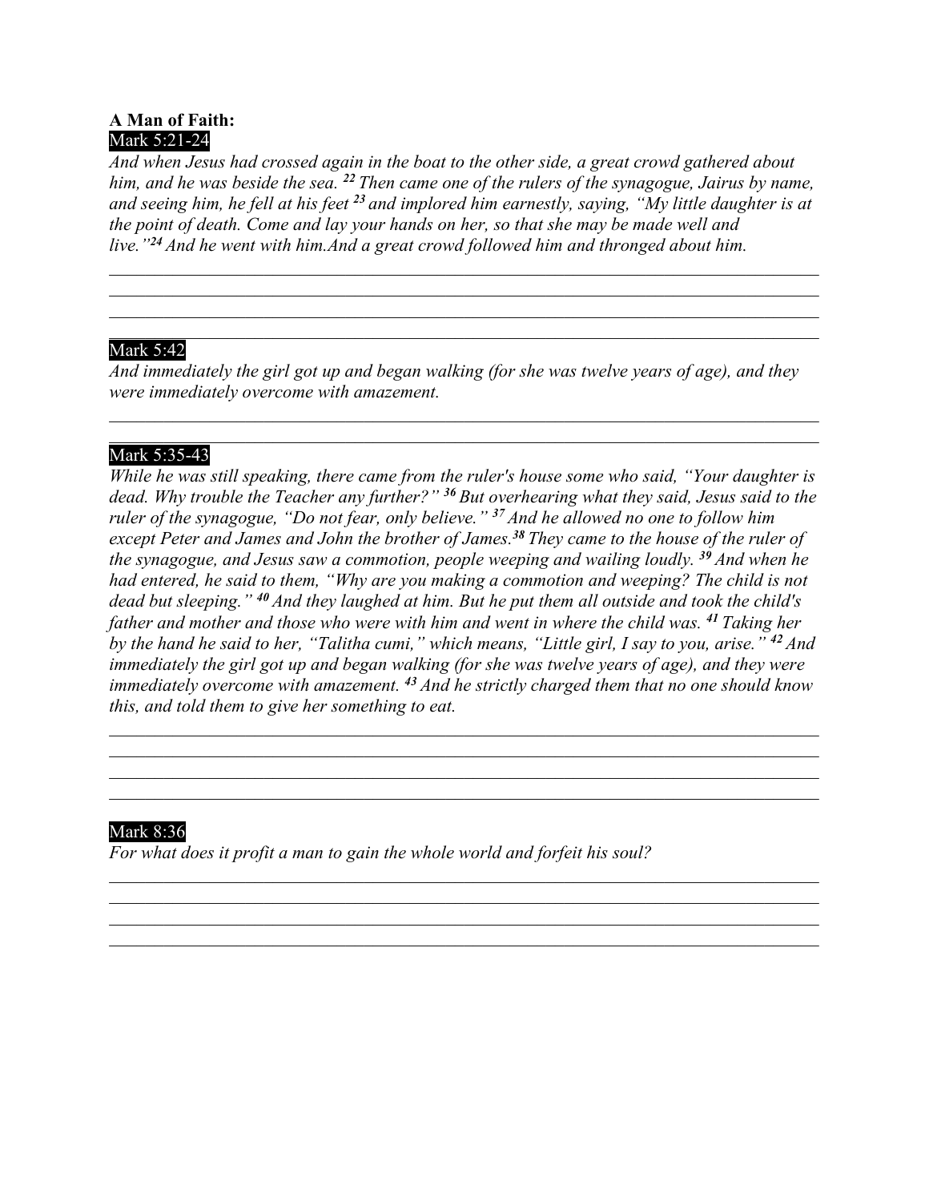**A Man of Faith:**

Mark 5:21-24

*And when Jesus had crossed again in the boat to the other side, a great crowd gathered about him, and he was beside the sea. [22] Then came one of the rulers of the synagogue, Jairus by name, and seeing him, he fell at his feet [23] and implored him earnestly, saying, "My little daughter is at the point of death. Come and lay your hands on her, so that she may be made well and live."[24] And he went with him.And a great crowd followed him and thronged about him.*

\_\_\_\_\_\_\_\_\_\_\_\_\_\_\_\_\_\_\_\_\_\_\_\_\_\_\_\_\_\_\_\_\_\_\_\_\_\_\_\_\_\_\_\_\_\_\_\_\_\_\_\_\_\_\_\_\_\_\_\_\_\_\_\_\_\_\_\_\_\_\_\_
\_\_\_\_\_\_\_\_\_\_\_\_\_\_\_\_\_\_\_\_\_\_\_\_\_\_\_\_\_\_\_\_\_\_\_\_\_\_\_\_\_\_\_\_\_\_\_\_\_\_\_\_\_\_\_\_\_\_\_\_\_\_\_\_\_\_\_\_\_\_\_\_
\_\_\_\_\_\_\_\_\_\_\_\_\_\_\_\_\_\_\_\_\_\_\_\_\_\_\_\_\_\_\_\_\_\_\_\_\_\_\_\_\_\_\_\_\_\_\_\_\_\_\_\_\_\_\_\_\_\_\_\_\_\_\_\_\_\_\_\_\_\_\_\_
\_\_\_\_\_\_\_\_\_\_\_\_\_\_\_\_\_\_\_\_\_\_\_\_\_\_\_\_\_\_\_\_\_\_\_\_\_\_\_\_\_\_\_\_\_\_\_\_\_\_\_\_\_\_\_\_\_\_\_\_\_\_\_\_\_\_\_\_\_\_\_\_

Mark 5:42

*And immediately the girl got up and began walking (for she was twelve years of age), and they were immediately overcome with amazement.*

\_\_\_\_\_\_\_\_\_\_\_\_\_\_\_\_\_\_\_\_\_\_\_\_\_\_\_\_\_\_\_\_\_\_\_\_\_\_\_\_\_\_\_\_\_\_\_\_\_\_\_\_\_\_\_\_\_\_\_\_\_\_\_\_\_\_\_\_\_\_\_\_
\_\_\_\_\_\_\_\_\_\_\_\_\_\_\_\_\_\_\_\_\_\_\_\_\_\_\_\_\_\_\_\_\_\_\_\_\_\_\_\_\_\_\_\_\_\_\_\_\_\_\_\_\_\_\_\_\_\_\_\_\_\_\_\_\_\_\_\_\_\_\_\_

Mark 5:35-43

*While he was still speaking, there came from the ruler's house some who said, "Your daughter is dead. Why trouble the Teacher any further?" [36] But overhearing what they said, Jesus said to the ruler of the synagogue, "Do not fear, only believe." [37] And he allowed no one to follow him except Peter and James and John the brother of James.[38] They came to the house of the ruler of the synagogue, and Jesus saw a commotion, people weeping and wailing loudly. [39] And when he had entered, he said to them, "Why are you making a commotion and weeping? The child is not dead but sleeping." [40] And they laughed at him. But he put them all outside and took the child's father and mother and those who were with him and went in where the child was. [41] Taking her by the hand he said to her, "Talitha cumi," which means, "Little girl, I say to you, arise." [42] And immediately the girl got up and began walking (for she was twelve years of age), and they were immediately overcome with amazement. [43] And he strictly charged them that no one should know this, and told them to give her something to eat.*

\_\_\_\_\_\_\_\_\_\_\_\_\_\_\_\_\_\_\_\_\_\_\_\_\_\_\_\_\_\_\_\_\_\_\_\_\_\_\_\_\_\_\_\_\_\_\_\_\_\_\_\_\_\_\_\_\_\_\_\_\_\_\_\_\_\_\_\_\_\_\_\_
\_\_\_\_\_\_\_\_\_\_\_\_\_\_\_\_\_\_\_\_\_\_\_\_\_\_\_\_\_\_\_\_\_\_\_\_\_\_\_\_\_\_\_\_\_\_\_\_\_\_\_\_\_\_\_\_\_\_\_\_\_\_\_\_\_\_\_\_\_\_\_\_
\_\_\_\_\_\_\_\_\_\_\_\_\_\_\_\_\_\_\_\_\_\_\_\_\_\_\_\_\_\_\_\_\_\_\_\_\_\_\_\_\_\_\_\_\_\_\_\_\_\_\_\_\_\_\_\_\_\_\_\_\_\_\_\_\_\_\_\_\_\_\_\_
\_\_\_\_\_\_\_\_\_\_\_\_\_\_\_\_\_\_\_\_\_\_\_\_\_\_\_\_\_\_\_\_\_\_\_\_\_\_\_\_\_\_\_\_\_\_\_\_\_\_\_\_\_\_\_\_\_\_\_\_\_\_\_\_\_\_\_\_\_\_\_\_

Mark 8:36

*For what does it profit a man to gain the whole world and forfeit his soul?*

\_\_\_\_\_\_\_\_\_\_\_\_\_\_\_\_\_\_\_\_\_\_\_\_\_\_\_\_\_\_\_\_\_\_\_\_\_\_\_\_\_\_\_\_\_\_\_\_\_\_\_\_\_\_\_\_\_\_\_\_\_\_\_\_\_\_\_\_\_\_\_\_
\_\_\_\_\_\_\_\_\_\_\_\_\_\_\_\_\_\_\_\_\_\_\_\_\_\_\_\_\_\_\_\_\_\_\_\_\_\_\_\_\_\_\_\_\_\_\_\_\_\_\_\_\_\_\_\_\_\_\_\_\_\_\_\_\_\_\_\_\_\_\_\_
\_\_\_\_\_\_\_\_\_\_\_\_\_\_\_\_\_\_\_\_\_\_\_\_\_\_\_\_\_\_\_\_\_\_\_\_\_\_\_\_\_\_\_\_\_\_\_\_\_\_\_\_\_\_\_\_\_\_\_\_\_\_\_\_\_\_\_\_\_\_\_\_
\_\_\_\_\_\_\_\_\_\_\_\_\_\_\_\_\_\_\_\_\_\_\_\_\_\_\_\_\_\_\_\_\_\_\_\_\_\_\_\_\_\_\_\_\_\_\_\_\_\_\_\_\_\_\_\_\_\_\_\_\_\_\_\_\_\_\_\_\_\_\_\_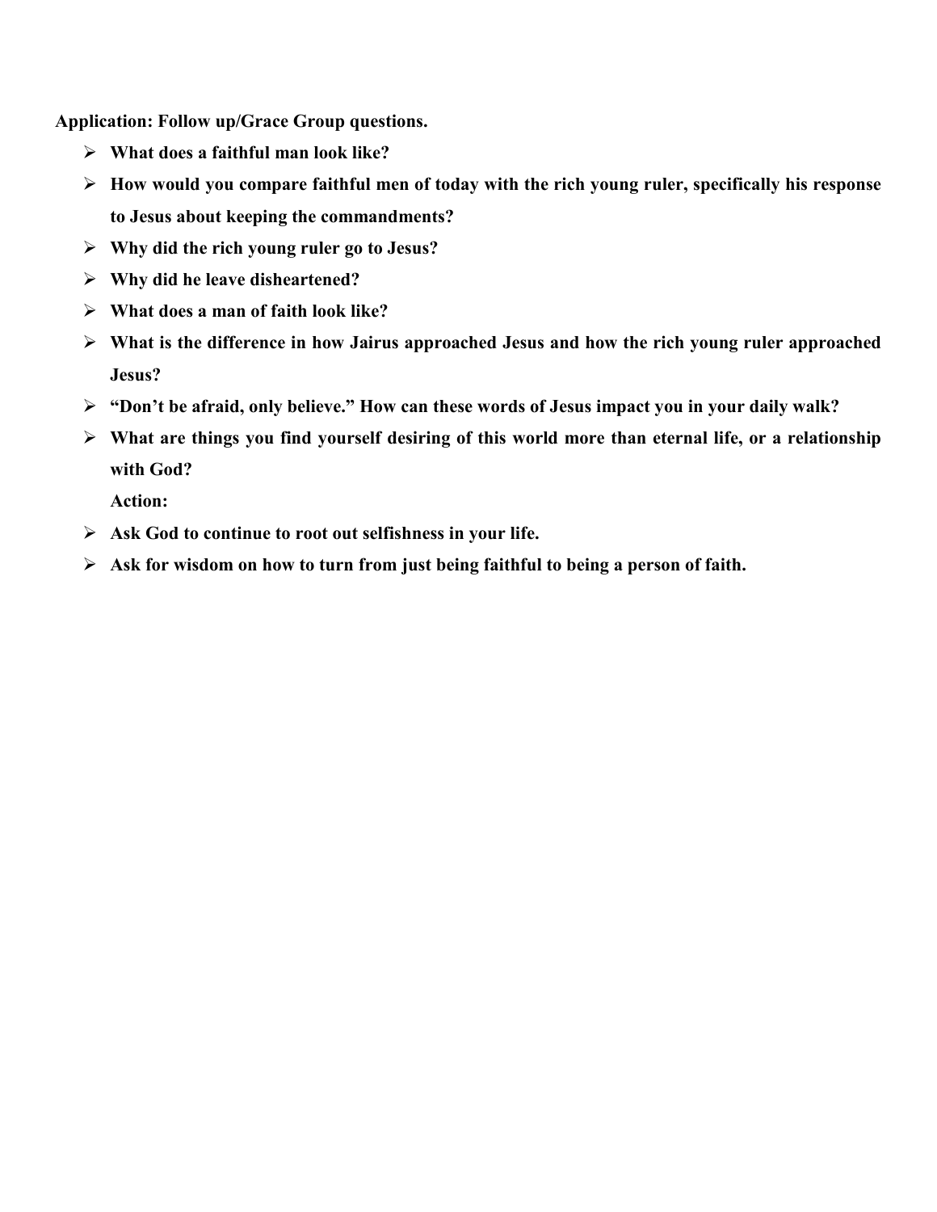**Application: Follow up/Grace Group questions.**

- **What does a faithful man look like?**
- **How would you compare faithful men of today with the rich young ruler, specifically his response to Jesus about keeping the commandments?**
- **Why did the rich young ruler go to Jesus?**
- **Why did he leave disheartened?**
- **What does a man of faith look like?**
- **What is the difference in how Jairus approached Jesus and how the rich young ruler approached Jesus?**
- **"Don't be afraid, only believe." How can these words of Jesus impact you in your daily walk?**
- **What are things you find yourself desiring of this world more than eternal life, or a relationship with God?**

  **Action:**

- **Ask God to continue to root out selfishness in your life.**
- **Ask for wisdom on how to turn from just being faithful to being a person of faith.**